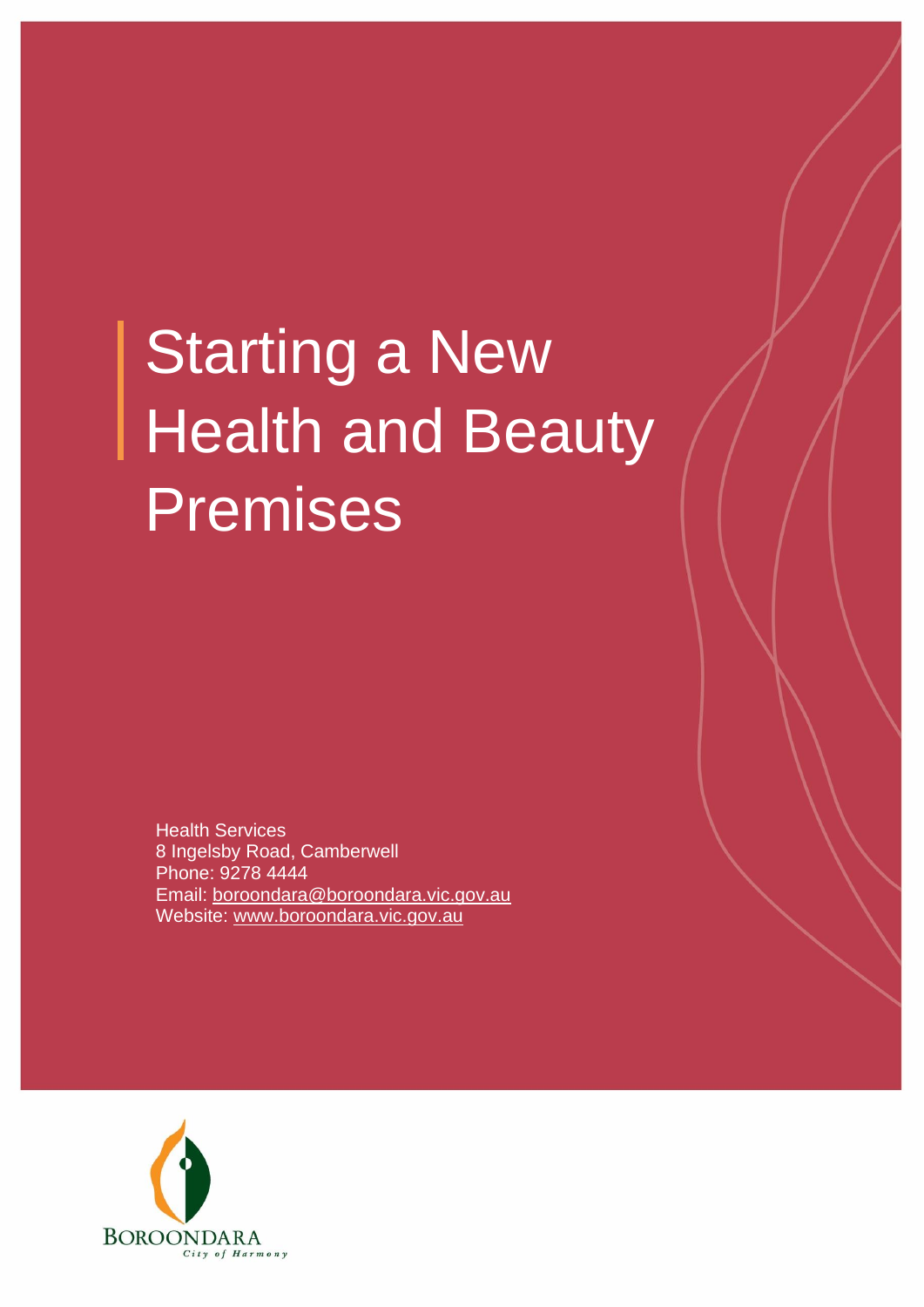# Starting a New Health and Beauty Premises

Health Services
8 Ingelsby Road, Camberwell
Phone: 9278 4444
Email: boroondara@boroondara.vic.gov.au
Website: www.boroondara.vic.gov.au

BOROONDARA
*City of Harmony*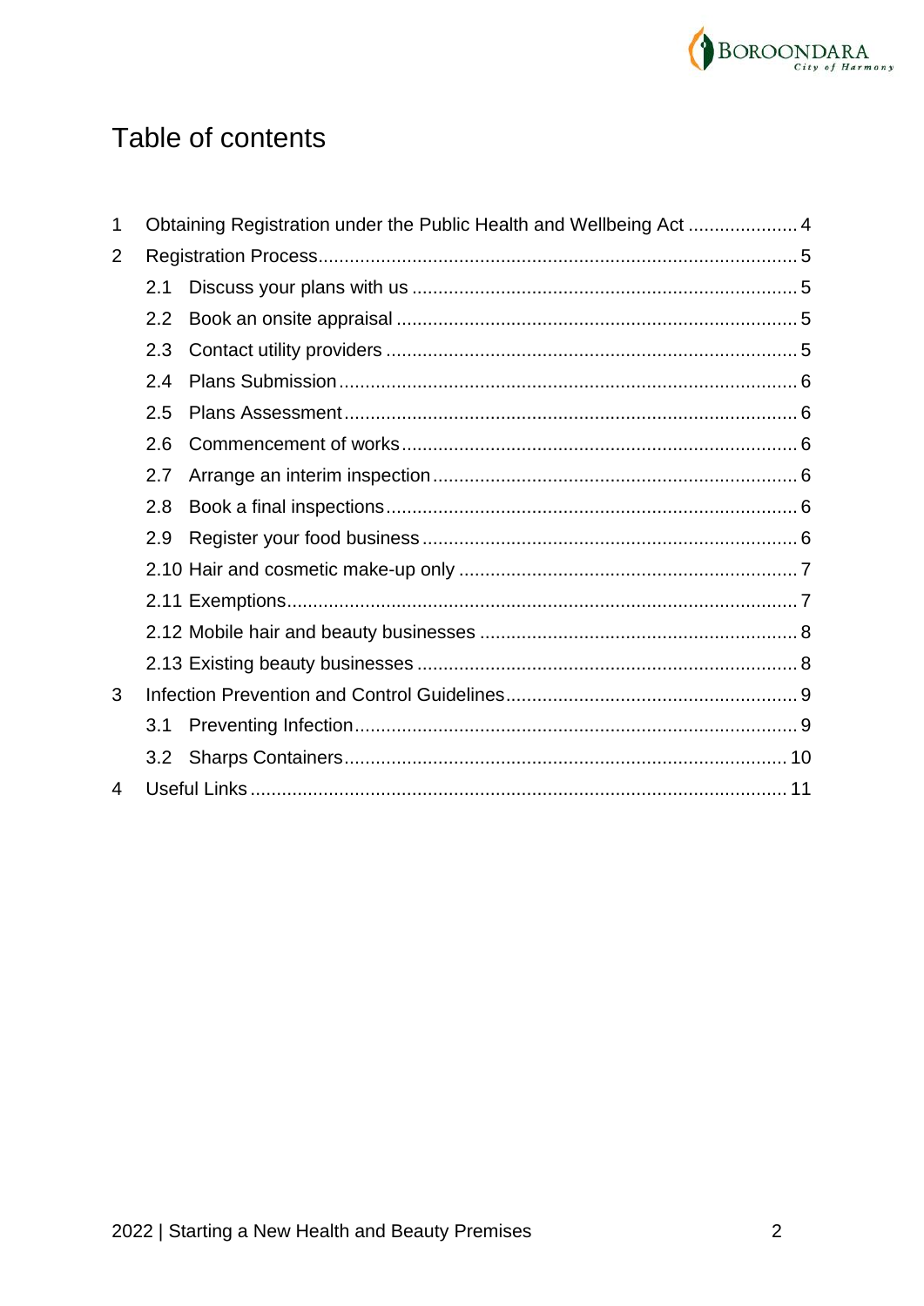# Table of contents

1 Obtaining Registration under the Public Health and Wellbeing Act ..................... 4

2 Registration Process........................................................................................... 5

   2.1 Discuss your plans with us .......................................................................... 5

   2.2 Book an onsite appraisal ............................................................................. 5

   2.3 Contact utility providers ............................................................................... 5

   2.4 Plans Submission ........................................................................................ 6

   2.5 Plans Assessment ....................................................................................... 6

   2.6 Commencement of works ............................................................................ 6

   2.7 Arrange an interim inspection ...................................................................... 6

   2.8 Book a final inspections ............................................................................... 6

   2.9 Register your food business ........................................................................ 6

   2.10 Hair and cosmetic make-up only ................................................................. 7

   2.11 Exemptions .................................................................................................. 7

   2.12 Mobile hair and beauty businesses ............................................................. 8

   2.13 Existing beauty businesses ......................................................................... 8

3 Infection Prevention and Control Guidelines ........................................................ 9

   3.1 Preventing Infection ..................................................................................... 9

   3.2 Sharps Containers ..................................................................................... 10

4 Useful Links ....................................................................................................... 11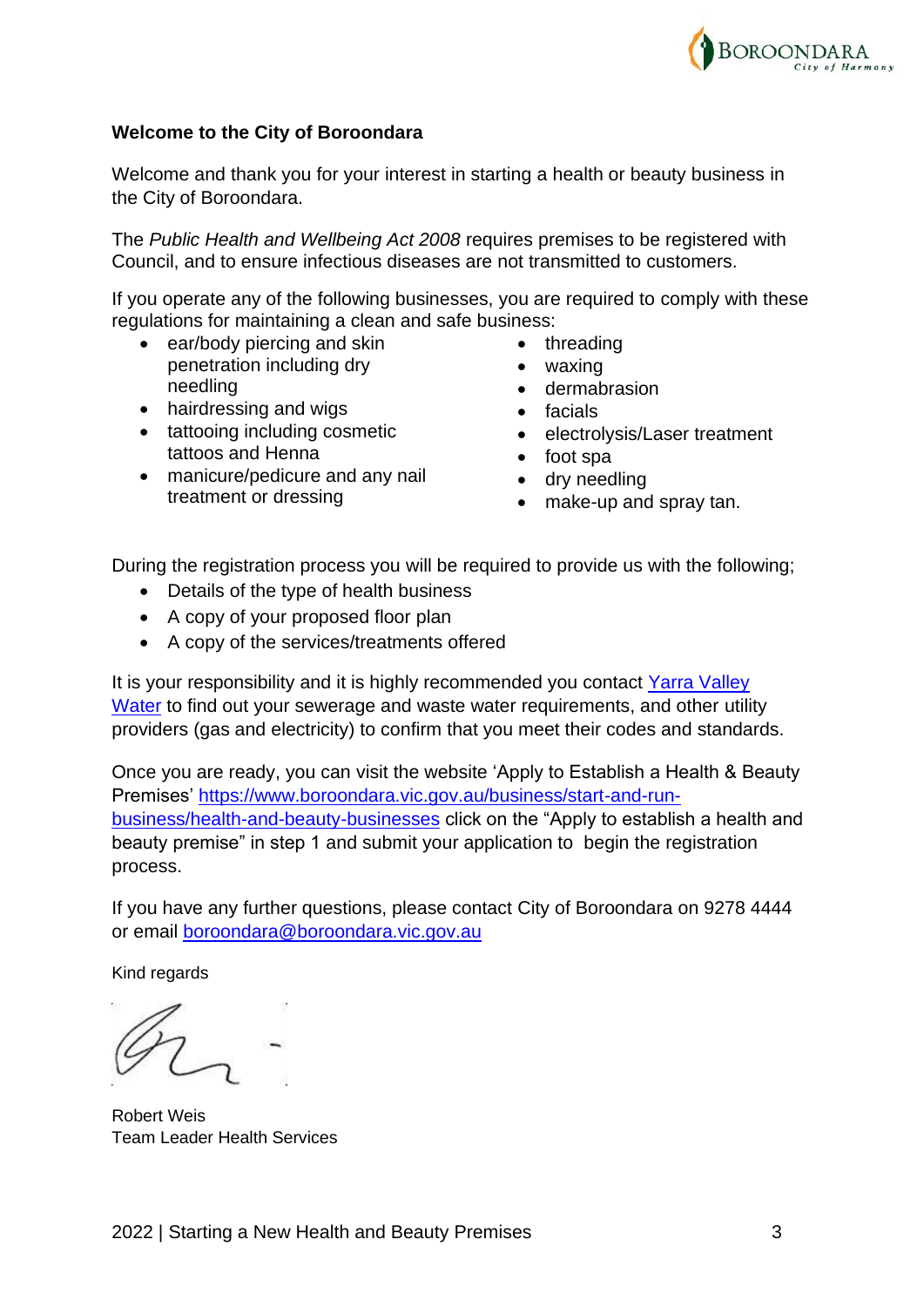**Welcome to the City of Boroondara**

Welcome and thank you for your interest in starting a health or beauty business in the City of Boroondara.

The *Public Health and Wellbeing Act 2008* requires premises to be registered with Council, and to ensure infectious diseases are not transmitted to customers.

If you operate any of the following businesses, you are required to comply with these regulations for maintaining a clean and safe business:

- ear/body piercing and skin penetration including dry needling
- hairdressing and wigs
- tattooing including cosmetic tattoos and Henna
- manicure/pedicure and any nail treatment or dressing
- threading
- waxing
- dermabrasion
- facials
- electrolysis/Laser treatment
- foot spa
- dry needling
- make-up and spray tan.

During the registration process you will be required to provide us with the following;

- Details of the type of health business
- A copy of your proposed floor plan
- A copy of the services/treatments offered

It is your responsibility and it is highly recommended you contact [Yarra Valley Water](#) to find out your sewerage and waste water requirements, and other utility providers (gas and electricity) to confirm that you meet their codes and standards.

Once you are ready, you can visit the website 'Apply to Establish a Health & Beauty Premises' [https://www.boroondara.vic.gov.au/business/start-and-run-business/health-and-beauty-businesses](https://www.boroondara.vic.gov.au/business/start-and-run-business/health-and-beauty-businesses) click on the "Apply to establish a health and beauty premise" in step 1 and submit your application to begin the registration process.

If you have any further questions, please contact City of Boroondara on 9278 4444 or email [boroondara@boroondara.vic.gov.au](mailto:boroondara@boroondara.vic.gov.au)

Kind regards

Robert Weis
Team Leader Health Services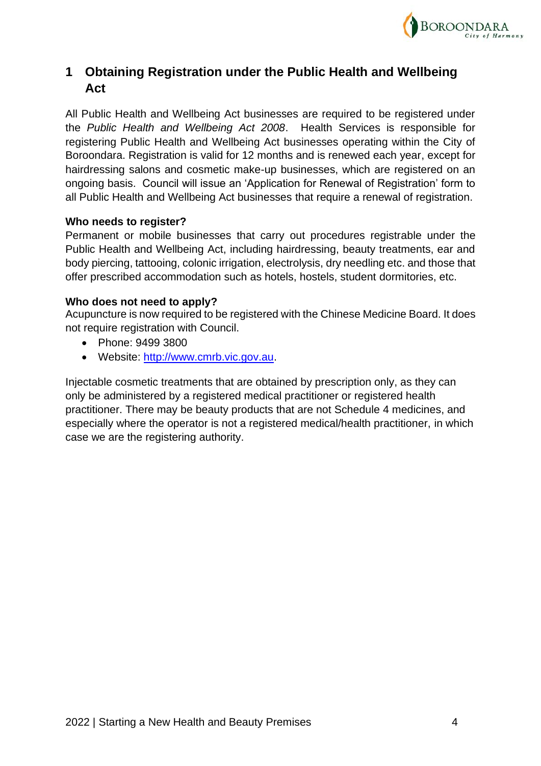# 1 Obtaining Registration under the Public Health and Wellbeing Act

All Public Health and Wellbeing Act businesses are required to be registered under the *Public Health and Wellbeing Act 2008*. Health Services is responsible for registering Public Health and Wellbeing Act businesses operating within the City of Boroondara. Registration is valid for 12 months and is renewed each year, except for hairdressing salons and cosmetic make-up businesses, which are registered on an ongoing basis. Council will issue an 'Application for Renewal of Registration' form to all Public Health and Wellbeing Act businesses that require a renewal of registration.

**Who needs to register?**

Permanent or mobile businesses that carry out procedures registrable under the Public Health and Wellbeing Act, including hairdressing, beauty treatments, ear and body piercing, tattooing, colonic irrigation, electrolysis, dry needling etc. and those that offer prescribed accommodation such as hotels, hostels, student dormitories, etc.

**Who does not need to apply?**

Acupuncture is now required to be registered with the Chinese Medicine Board. It does not require registration with Council.

- Phone: 9499 3800
- Website: [http://www.cmrb.vic.gov.au](http://www.cmrb.vic.gov.au).

Injectable cosmetic treatments that are obtained by prescription only, as they can only be administered by a registered medical practitioner or registered health practitioner. There may be beauty products that are not Schedule 4 medicines, and especially where the operator is not a registered medical/health practitioner, in which case we are the registering authority.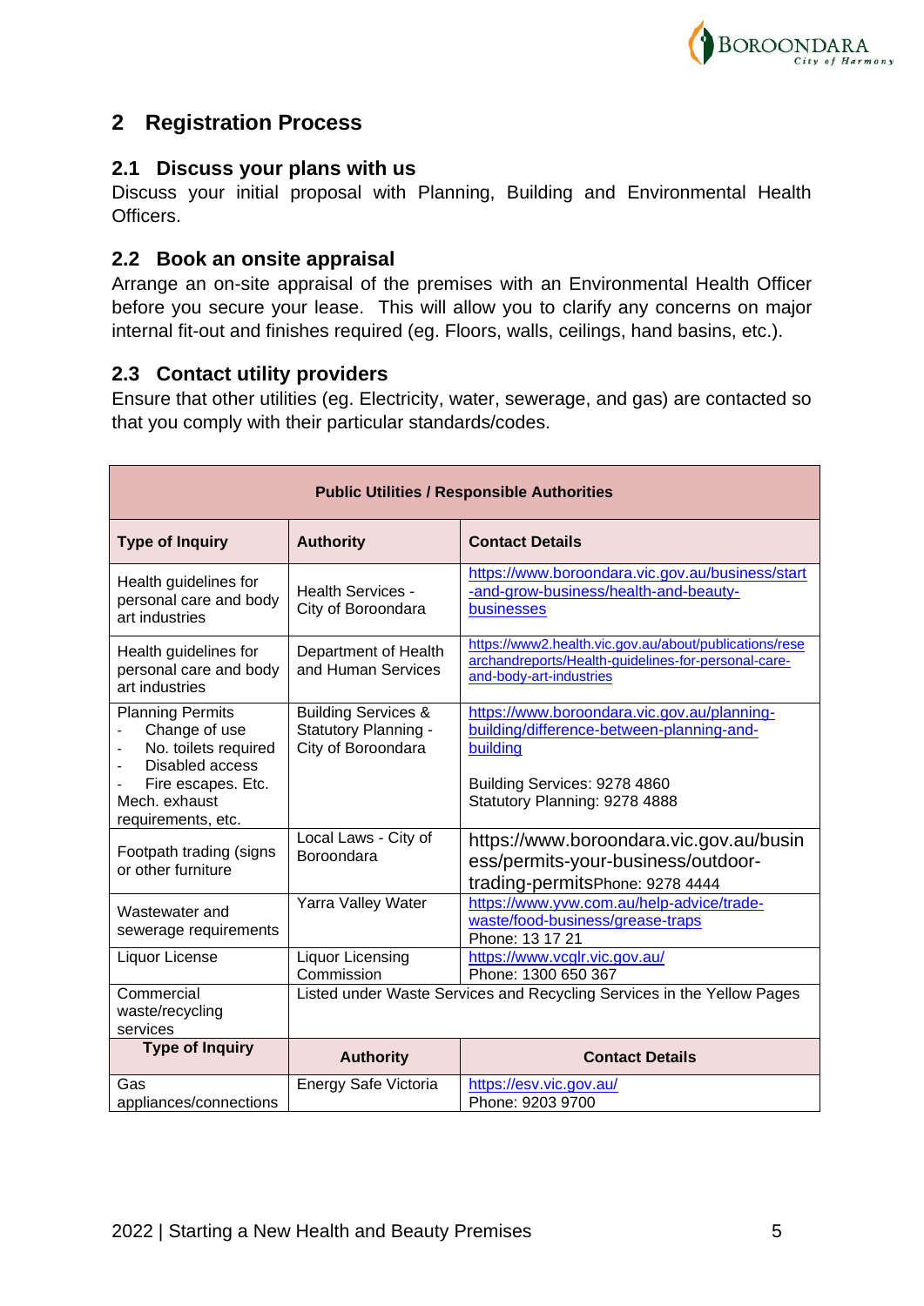## 2 Registration Process

### 2.1 Discuss your plans with us

Discuss your initial proposal with Planning, Building and Environmental Health Officers.

### 2.2 Book an onsite appraisal

Arrange an on-site appraisal of the premises with an Environmental Health Officer before you secure your lease. This will allow you to clarify any concerns on major internal fit-out and finishes required (eg. Floors, walls, ceilings, hand basins, etc.).

### 2.3 Contact utility providers

Ensure that other utilities (eg. Electricity, water, sewerage, and gas) are contacted so that you comply with their particular standards/codes.

| **Public Utilities / Responsible Authorities** | | |
|---|---|---|
| **Type of Inquiry** | **Authority** | **Contact Details** |
| Health guidelines for personal care and body art industries | Health Services - City of Boroondara | https://www.boroondara.vic.gov.au/business/start-and-grow-business/health-and-beauty-businesses |
| Health guidelines for personal care and body art industries | Department of Health and Human Services | https://www2.health.vic.gov.au/about/publications/researchandreports/Health-guidelines-for-personal-care-and-body-art-industries |
| Planning Permits<br>- Change of use<br>- No. toilets required<br>- Disabled access<br>- Fire escapes. Etc.<br>Mech. exhaust requirements, etc. | Building Services & Statutory Planning - City of Boroondara | https://www.boroondara.vic.gov.au/planning-building/difference-between-planning-and-building<br><br>Building Services: 9278 4860<br>Statutory Planning: 9278 4888 |
| Footpath trading (signs or other furniture | Local Laws - City of Boroondara | https://www.boroondara.vic.gov.au/business/permits-your-business/outdoor-trading-permitsPhone: 9278 4444 |
| Wastewater and sewerage requirements | Yarra Valley Water | https://www.yvw.com.au/help-advice/trade-waste/food-business/grease-traps<br>Phone: 13 17 21 |
| Liquor License | Liquor Licensing Commission | https://www.vcglr.vic.gov.au/<br>Phone: 1300 650 367 |
| Commercial waste/recycling services | Listed under Waste Services and Recycling Services in the Yellow Pages | |
| **Type of Inquiry** | **Authority** | **Contact Details** |
| Gas appliances/connections | Energy Safe Victoria | https://esv.vic.gov.au/<br>Phone: 9203 9700 |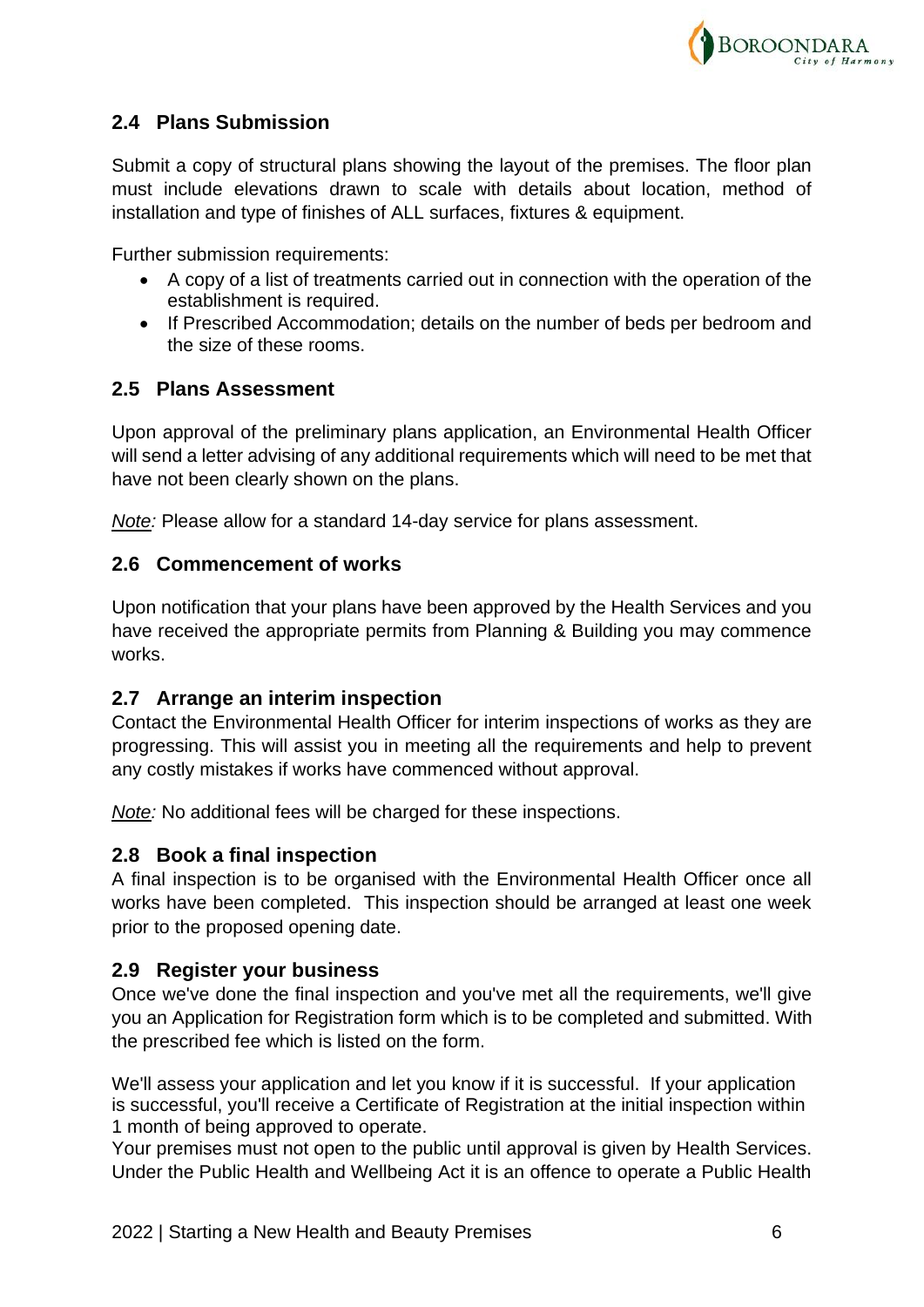## 2.4 Plans Submission

Submit a copy of structural plans showing the layout of the premises. The floor plan must include elevations drawn to scale with details about location, method of installation and type of finishes of ALL surfaces, fixtures & equipment.

Further submission requirements:

- A copy of a list of treatments carried out in connection with the operation of the establishment is required.
- If Prescribed Accommodation; details on the number of beds per bedroom and the size of these rooms.

## 2.5 Plans Assessment

Upon approval of the preliminary plans application, an Environmental Health Officer will send a letter advising of any additional requirements which will need to be met that have not been clearly shown on the plans.

*Note:* Please allow for a standard 14-day service for plans assessment.

## 2.6 Commencement of works

Upon notification that your plans have been approved by the Health Services and you have received the appropriate permits from Planning & Building you may commence works.

## 2.7 Arrange an interim inspection

Contact the Environmental Health Officer for interim inspections of works as they are progressing. This will assist you in meeting all the requirements and help to prevent any costly mistakes if works have commenced without approval.

*Note:* No additional fees will be charged for these inspections.

## 2.8 Book a final inspection

A final inspection is to be organised with the Environmental Health Officer once all works have been completed. This inspection should be arranged at least one week prior to the proposed opening date.

## 2.9 Register your business

Once we've done the final inspection and you've met all the requirements, we'll give you an Application for Registration form which is to be completed and submitted. With the prescribed fee which is listed on the form.

We'll assess your application and let you know if it is successful. If your application is successful, you'll receive a Certificate of Registration at the initial inspection within 1 month of being approved to operate.
Your premises must not open to the public until approval is given by Health Services. Under the Public Health and Wellbeing Act it is an offence to operate a Public Health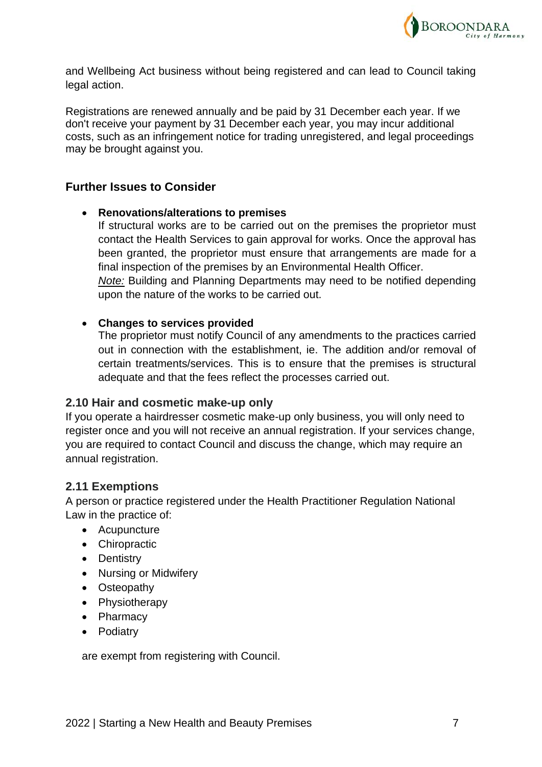and Wellbeing Act business without being registered and can lead to Council taking legal action.

Registrations are renewed annually and be paid by 31 December each year. If we don't receive your payment by 31 December each year, you may incur additional costs, such as an infringement notice for trading unregistered, and legal proceedings may be brought against you.

### Further Issues to Consider

- **Renovations/alterations to premises**
  If structural works are to be carried out on the premises the proprietor must contact the Health Services to gain approval for works. Once the approval has been granted, the proprietor must ensure that arrangements are made for a final inspection of the premises by an Environmental Health Officer.
  *Note:* Building and Planning Departments may need to be notified depending upon the nature of the works to be carried out.

- **Changes to services provided**
  The proprietor must notify Council of any amendments to the practices carried out in connection with the establishment, ie. The addition and/or removal of certain treatments/services. This is to ensure that the premises is structural adequate and that the fees reflect the processes carried out.

### 2.10 Hair and cosmetic make-up only

If you operate a hairdresser cosmetic make-up only business, you will only need to register once and you will not receive an annual registration. If your services change, you are required to contact Council and discuss the change, which may require an annual registration.

### 2.11 Exemptions

A person or practice registered under the Health Practitioner Regulation National Law in the practice of:

- Acupuncture
- Chiropractic
- Dentistry
- Nursing or Midwifery
- Osteopathy
- Physiotherapy
- Pharmacy
- Podiatry

are exempt from registering with Council.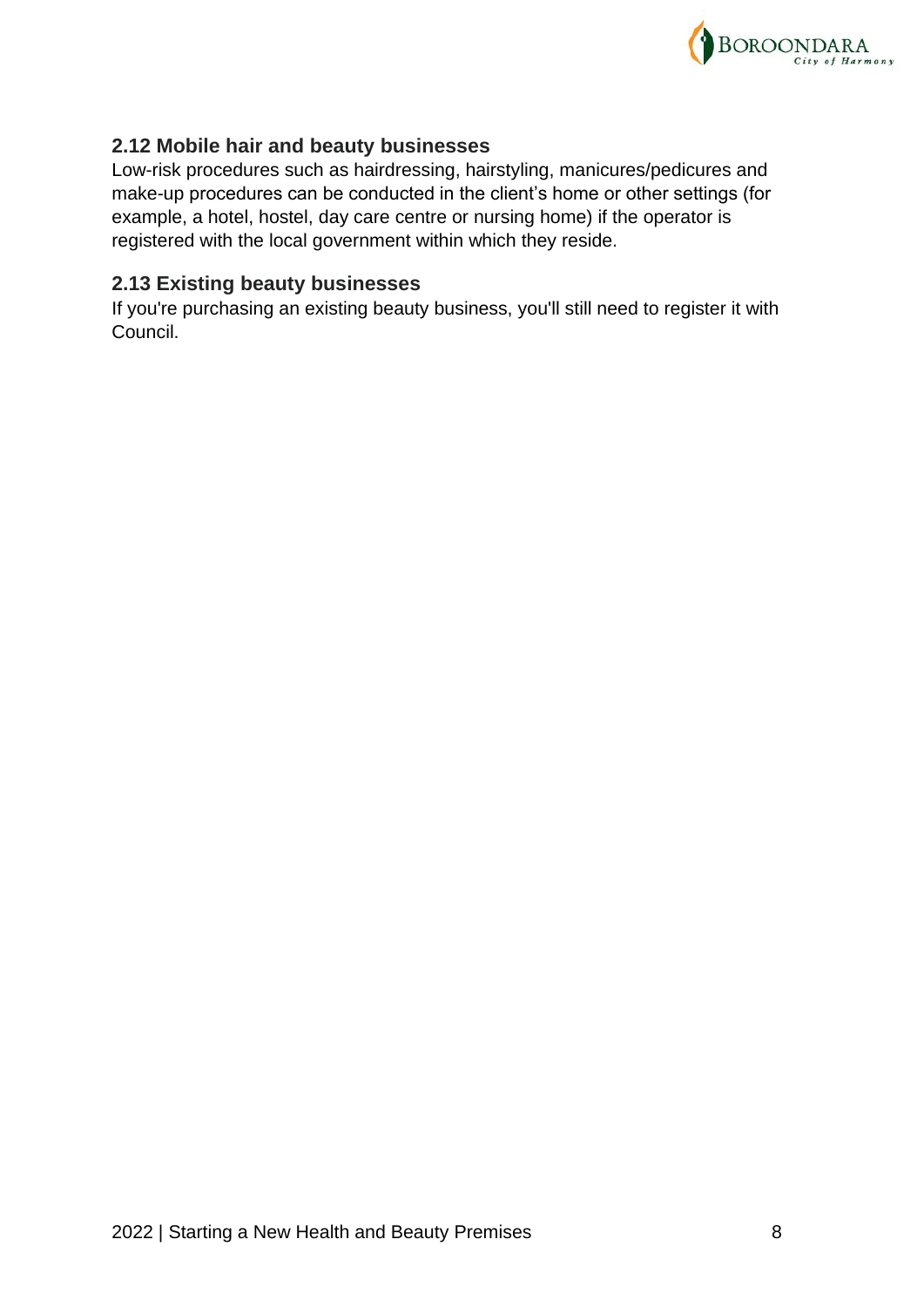## 2.12 Mobile hair and beauty businesses

Low-risk procedures such as hairdressing, hairstyling, manicures/pedicures and make-up procedures can be conducted in the client's home or other settings (for example, a hotel, hostel, day care centre or nursing home) if the operator is registered with the local government within which they reside.

## 2.13 Existing beauty businesses

If you're purchasing an existing beauty business, you'll still need to register it with Council.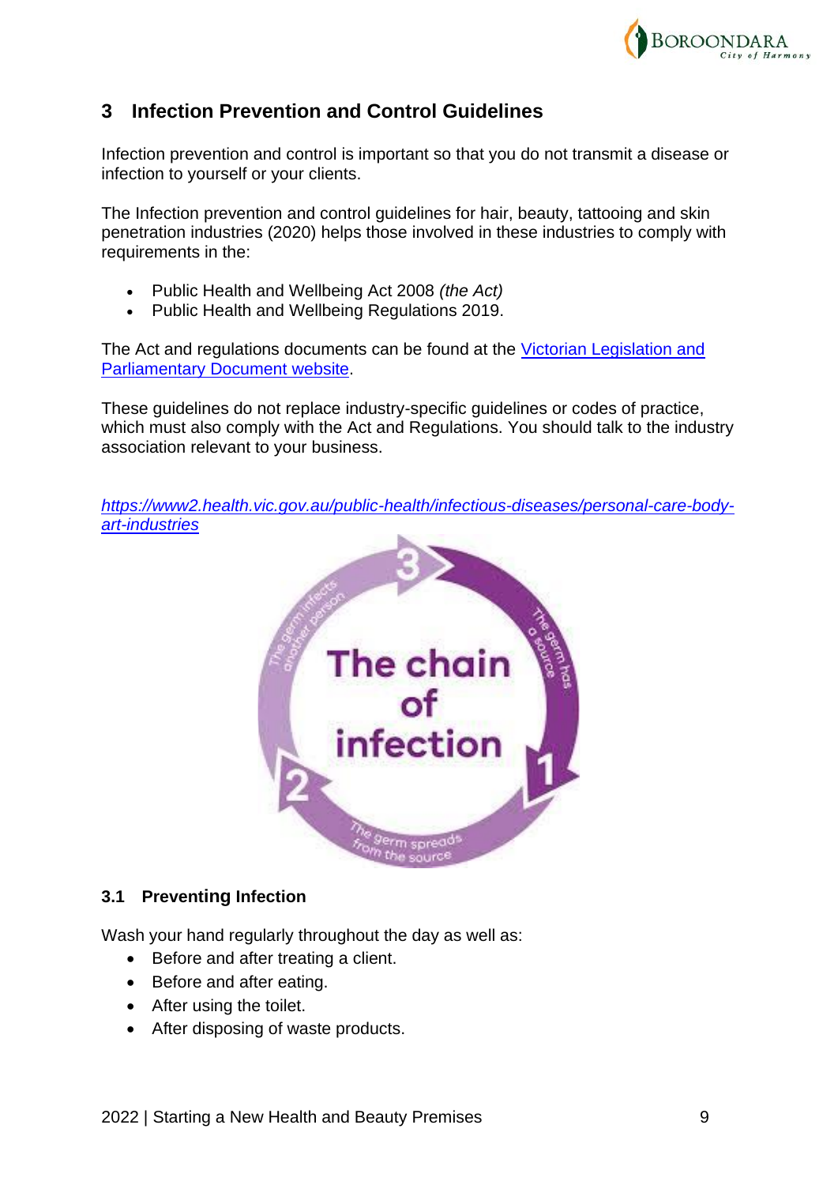## 3 Infection Prevention and Control Guidelines

Infection prevention and control is important so that you do not transmit a disease or infection to yourself or your clients.

The Infection prevention and control guidelines for hair, beauty, tattooing and skin penetration industries (2020) helps those involved in these industries to comply with requirements in the:

- Public Health and Wellbeing Act 2008 *(the Act)*
- Public Health and Wellbeing Regulations 2019.

The Act and regulations documents can be found at the [Victorian Legislation and Parliamentary Document website](#).

These guidelines do not replace industry-specific guidelines or codes of practice, which must also comply with the Act and Regulations. You should talk to the industry association relevant to your business.

*[https://www2.health.vic.gov.au/public-health/infectious-diseases/personal-care-body-art-industries](https://www2.health.vic.gov.au/public-health/infectious-diseases/personal-care-body-art-industries)*

### 3.1 Preventing Infection

Wash your hand regularly throughout the day as well as:

- Before and after treating a client.
- Before and after eating.
- After using the toilet.
- After disposing of waste products.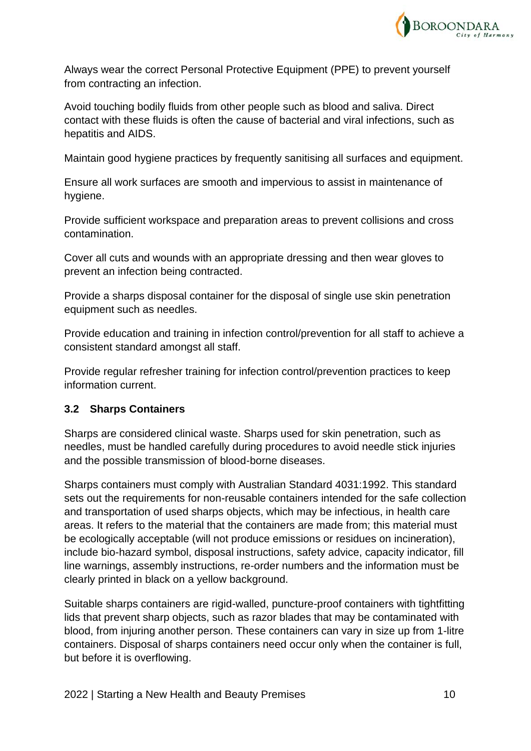Always wear the correct Personal Protective Equipment (PPE) to prevent yourself from contracting an infection.

Avoid touching bodily fluids from other people such as blood and saliva. Direct contact with these fluids is often the cause of bacterial and viral infections, such as hepatitis and AIDS.

Maintain good hygiene practices by frequently sanitising all surfaces and equipment.

Ensure all work surfaces are smooth and impervious to assist in maintenance of hygiene.

Provide sufficient workspace and preparation areas to prevent collisions and cross contamination.

Cover all cuts and wounds with an appropriate dressing and then wear gloves to prevent an infection being contracted.

Provide a sharps disposal container for the disposal of single use skin penetration equipment such as needles.

Provide education and training in infection control/prevention for all staff to achieve a consistent standard amongst all staff.

Provide regular refresher training for infection control/prevention practices to keep information current.

### 3.2 Sharps Containers

Sharps are considered clinical waste. Sharps used for skin penetration, such as needles, must be handled carefully during procedures to avoid needle stick injuries and the possible transmission of blood-borne diseases.

Sharps containers must comply with Australian Standard 4031:1992. This standard sets out the requirements for non-reusable containers intended for the safe collection and transportation of used sharps objects, which may be infectious, in health care areas. It refers to the material that the containers are made from; this material must be ecologically acceptable (will not produce emissions or residues on incineration), include bio-hazard symbol, disposal instructions, safety advice, capacity indicator, fill line warnings, assembly instructions, re-order numbers and the information must be clearly printed in black on a yellow background.

Suitable sharps containers are rigid-walled, puncture-proof containers with tightfitting lids that prevent sharp objects, such as razor blades that may be contaminated with blood, from injuring another person. These containers can vary in size up from 1-litre containers. Disposal of sharps containers need occur only when the container is full, but before it is overflowing.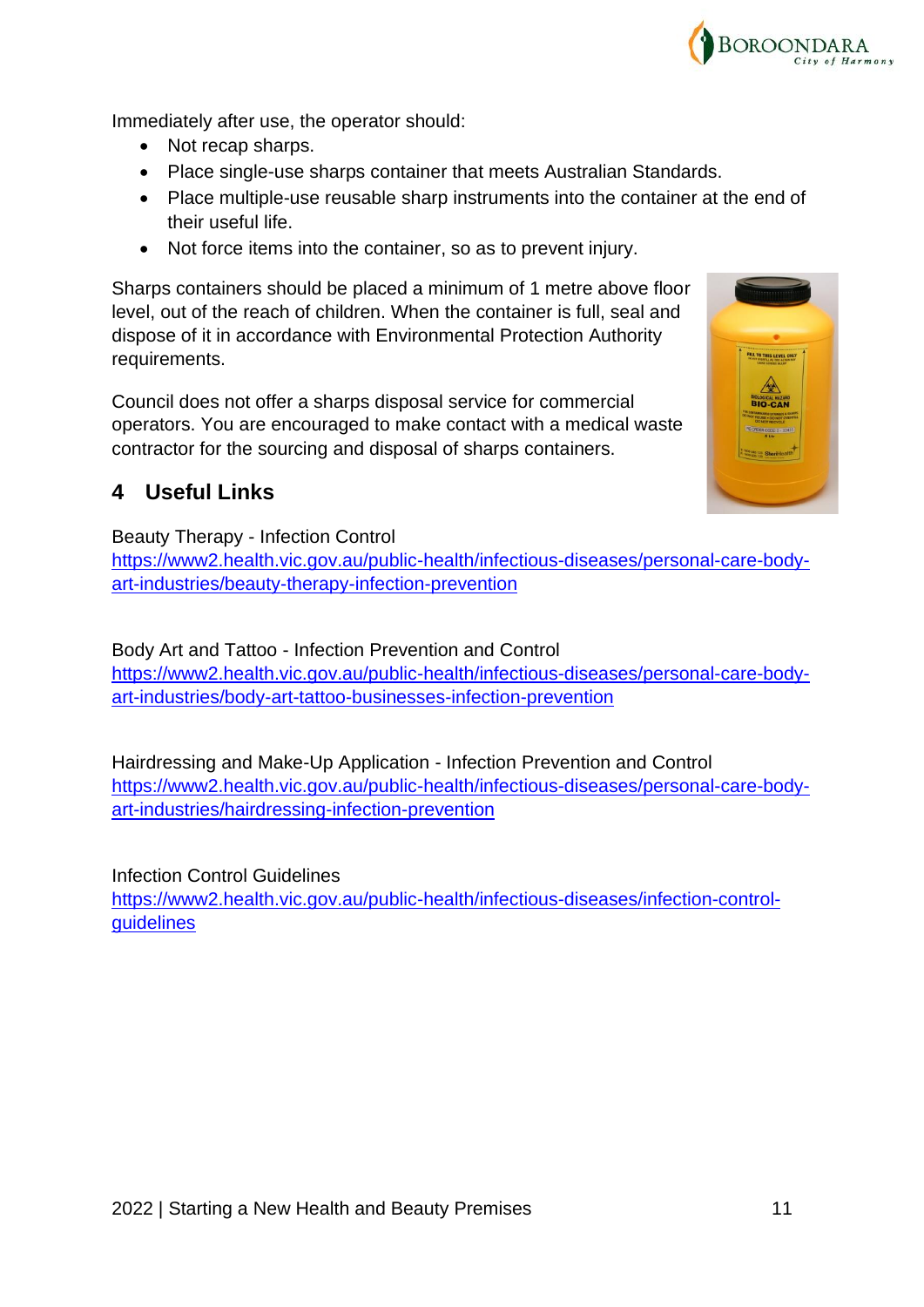Immediately after use, the operator should:

- Not recap sharps.
- Place single-use sharps container that meets Australian Standards.
- Place multiple-use reusable sharp instruments into the container at the end of their useful life.
- Not force items into the container, so as to prevent injury.

Sharps containers should be placed a minimum of 1 metre above floor level, out of the reach of children. When the container is full, seal and dispose of it in accordance with Environmental Protection Authority requirements.

Council does not offer a sharps disposal service for commercial operators. You are encouraged to make contact with a medical waste contractor for the sourcing and disposal of sharps containers.

## 4 Useful Links

Beauty Therapy - Infection Control
[https://www2.health.vic.gov.au/public-health/infectious-diseases/personal-care-body-art-industries/beauty-therapy-infection-prevention](https://www2.health.vic.gov.au/public-health/infectious-diseases/personal-care-body-art-industries/beauty-therapy-infection-prevention)

Body Art and Tattoo - Infection Prevention and Control
[https://www2.health.vic.gov.au/public-health/infectious-diseases/personal-care-body-art-industries/body-art-tattoo-businesses-infection-prevention](https://www2.health.vic.gov.au/public-health/infectious-diseases/personal-care-body-art-industries/body-art-tattoo-businesses-infection-prevention)

Hairdressing and Make-Up Application - Infection Prevention and Control
[https://www2.health.vic.gov.au/public-health/infectious-diseases/personal-care-body-art-industries/hairdressing-infection-prevention](https://www2.health.vic.gov.au/public-health/infectious-diseases/personal-care-body-art-industries/hairdressing-infection-prevention)

Infection Control Guidelines
[https://www2.health.vic.gov.au/public-health/infectious-diseases/infection-control-guidelines](https://www2.health.vic.gov.au/public-health/infectious-diseases/infection-control-guidelines)